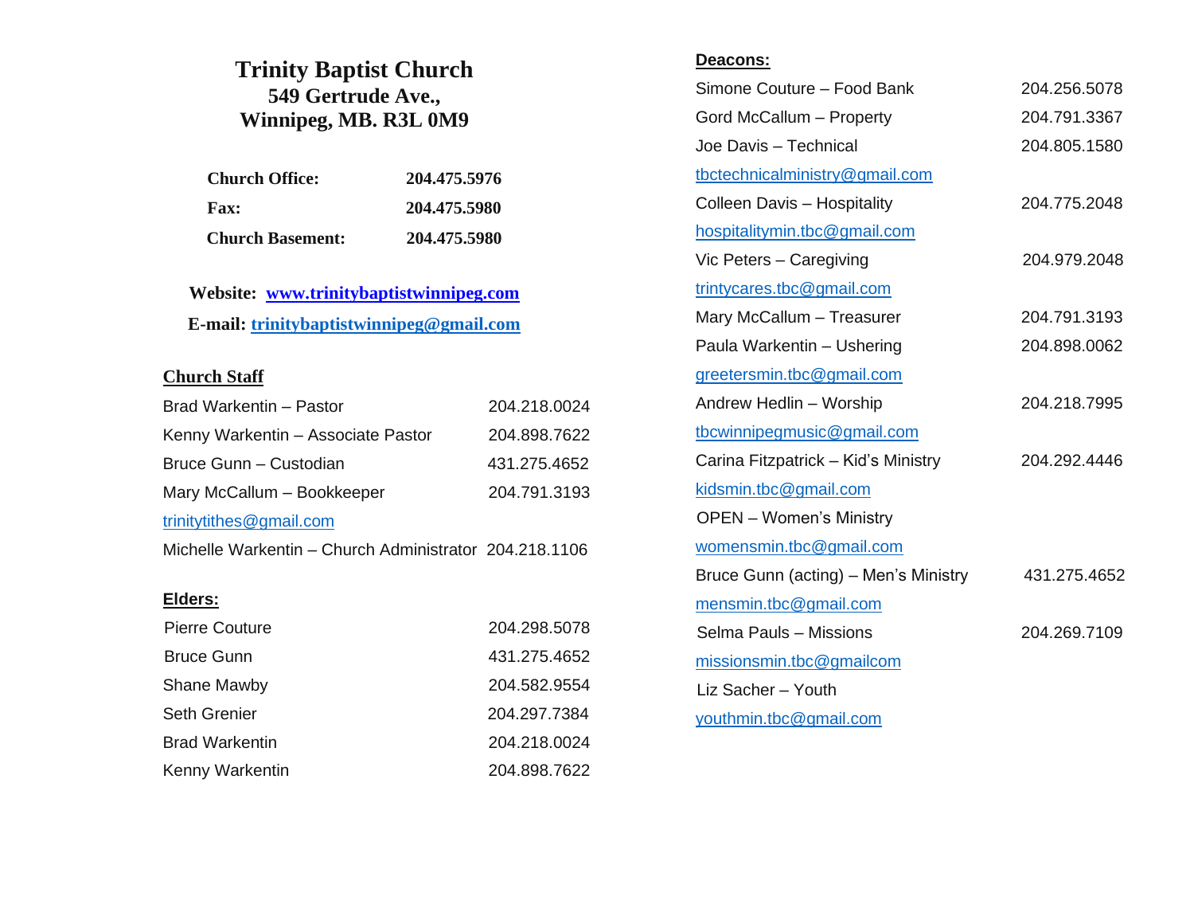# Trinity Baptist Church

**549 Gertrude Ave.,**
**Winnipeg, MB. R3L 0M9**

| | |
|---|---|
| **Church Office:** | **204.475.5976** |
| **Fax:** | **204.475.5980** |
| **Church Basement:** | **204.475.5980** |

**Website: www.trinitybaptistwinnipeg.com**
**E-mail: trinitybaptistwinnipeg@gmail.com**

## Church Staff

| | |
|---|---|
| Brad Warkentin – Pastor | 204.218.0024 |
| Kenny Warkentin – Associate Pastor | 204.898.7622 |
| Bruce Gunn – Custodian | 431.275.4652 |
| Mary McCallum – Bookkeeper | 204.791.3193 |
| trinitytithes@gmail.com | |
| Michelle Warkentin – Church Administrator | 204.218.1106 |

## Elders:

| | |
|---|---|
| Pierre Couture | 204.298.5078 |
| Bruce Gunn | 431.275.4652 |
| Shane Mawby | 204.582.9554 |
| Seth Grenier | 204.297.7384 |
| Brad Warkentin | 204.218.0024 |
| Kenny Warkentin | 204.898.7622 |

## Deacons:

| | |
|---|---|
| Simone Couture – Food Bank | 204.256.5078 |
| Gord McCallum – Property | 204.791.3367 |
| Joe Davis – Technical | 204.805.1580 |
| tbctechnicalministry@gmail.com | |
| Colleen Davis – Hospitality | 204.775.2048 |
| hospitalitymin.tbc@gmail.com | |
| Vic Peters – Caregiving | 204.979.2048 |
| trintycares.tbc@gmail.com | |
| Mary McCallum – Treasurer | 204.791.3193 |
| Paula Warkentin – Ushering | 204.898.0062 |
| greetersmin.tbc@gmail.com | |
| Andrew Hedlin – Worship | 204.218.7995 |
| tbcwinnipegmusic@gmail.com | |
| Carina Fitzpatrick – Kid's Ministry | 204.292.4446 |
| kidsmin.tbc@gmail.com | |
| OPEN – Women's Ministry | |
| womensmin.tbc@gmail.com | |
| Bruce Gunn (acting) – Men's Ministry | 431.275.4652 |
| mensmin.tbc@gmail.com | |
| Selma Pauls – Missions | 204.269.7109 |
| missionsmin.tbc@gmailcom | |
| Liz Sacher – Youth | |
| youthmin.tbc@gmail.com | |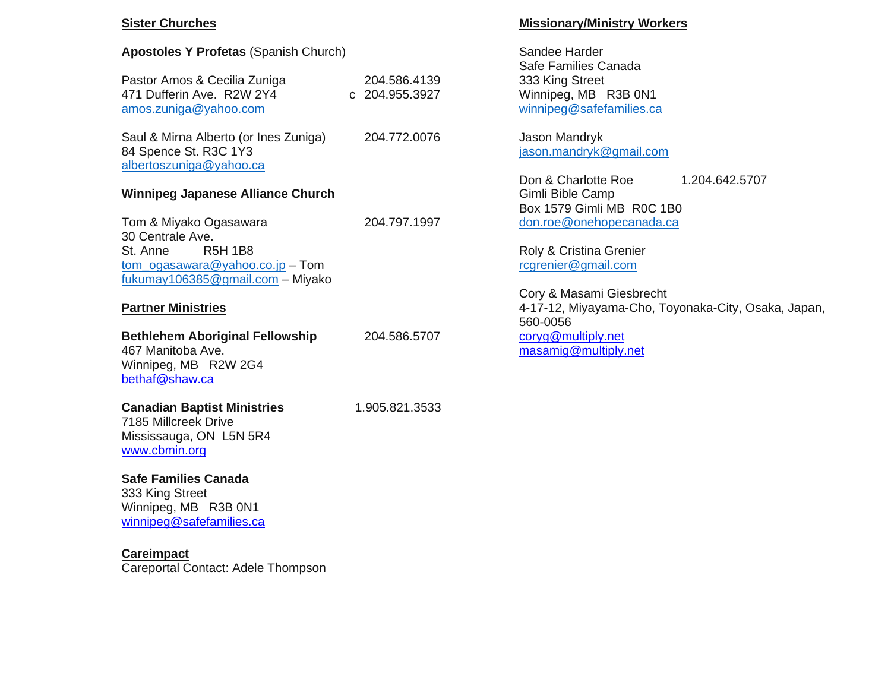## Sister Churches

**Apostoles Y Profetas** (Spanish Church)

Pastor Amos & Cecilia Zuniga 204.586.4139
471 Dufferin Ave. R2W 2Y4 c 204.955.3927
amos.zuniga@yahoo.com

Saul & Mirna Alberto (or Ines Zuniga) 204.772.0076
84 Spence St. R3C 1Y3
albertoszuniga@yahoo.ca

**Winnipeg Japanese Alliance Church**

Tom & Miyako Ogasawara 204.797.1997
30 Centrale Ave.
St. Anne R5H 1B8
tom_ogasawara@yahoo.co.jp – Tom
fukumay106385@gmail.com – Miyako

## Partner Ministries

**Bethlehem Aboriginal Fellowship** 204.586.5707
467 Manitoba Ave.
Winnipeg, MB R2W 2G4
bethaf@shaw.ca

**Canadian Baptist Ministries** 1.905.821.3533
7185 Millcreek Drive
Mississauga, ON L5N 5R4
www.cbmin.org

**Safe Families Canada**
333 King Street
Winnipeg, MB R3B 0N1
winnipeg@safefamilies.ca

## Careimpact

Careportal Contact: Adele Thompson

## Missionary/Ministry Workers

Sandee Harder
Safe Families Canada
333 King Street
Winnipeg, MB R3B 0N1
winnipeg@safefamilies.ca

Jason Mandryk
jason.mandryk@gmail.com

Don & Charlotte Roe 1.204.642.5707
Gimli Bible Camp
Box 1579 Gimli MB R0C 1B0
don.roe@onehopecanada.ca

Roly & Cristina Grenier
rcgrenier@gmail.com

Cory & Masami Giesbrecht
4-17-12, Miyayama-Cho, Toyonaka-City, Osaka, Japan, 560-0056
coryg@multiply.net
masamig@multiply.net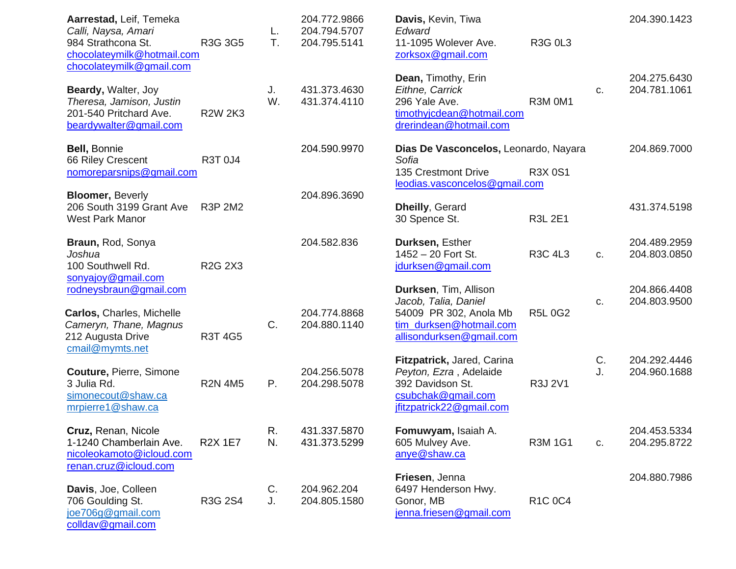**Aarrestad,** Leif, Temeka
*Calli, Naysa, Amari*
984 Strathcona St. R3G 3G5
chocolateymilk@hotmail.com
chocolateymilk@gmail.com
204.772.9866
L. 204.794.5707
T. 204.795.5141

**Beardy,** Walter, Joy
*Theresa, Jamison, Justin*
201-540 Pritchard Ave. R2W 2K3
beardywalter@gmail.com
J. 431.373.4630
W. 431.374.4110

**Bell,** Bonnie
66 Riley Crescent R3T 0J4
nomoreparsnips@gmail.com
204.590.9970

**Bloomer,** Beverly
206 South 3199 Grant Ave R3P 2M2
West Park Manor
204.896.3690

**Braun,** Rod, Sonya
*Joshua*
100 Southwell Rd. R2G 2X3
sonyajoy@gmail.com
rodneysbraun@gmail.com
204.582.836

**Carlos,** Charles, Michelle
*Cameryn, Thane, Magnus*
212 Augusta Drive R3T 4G5
cmail@mymts.net
204.774.8868
C. 204.880.1140

**Couture,** Pierre, Simone
3 Julia Rd. R2N 4M5
simonecout@shaw.ca
mrpierre1@shaw.ca
204.256.5078
P. 204.298.5078

**Cruz,** Renan, Nicole
1-1240 Chamberlain Ave. R2X 1E7
nicoleokamoto@icloud.com
renan.cruz@icloud.com
R. 431.337.5870
N. 431.373.5299

**Davis**, Joe, Colleen
706 Goulding St. R3G 2S4
joe706g@gmail.com
colldav@gmail.com
C. 204.962.204
J. 204.805.1580

**Davis,** Kevin, Tiwa
*Edward*
11-1095 Wolever Ave. R3G 0L3
zorksox@gmail.com
204.390.1423

**Dean,** Timothy, Erin
*Eithne, Carrick*
296 Yale Ave. R3M 0M1
timothyjcdean@hotmail.com
drerindean@hotmail.com
204.275.6430
c. 204.781.1061

**Dias De Vasconcelos,** Leonardo, Nayara
*Sofia*
135 Crestmont Drive R3X 0S1
leodias.vasconcelos@gmail.com
204.869.7000

**Dheilly**, Gerard
30 Spence St. R3L 2E1
431.374.5198

**Durksen,** Esther
1452 – 20 Fort St. R3C 4L3
jdurksen@gmail.com
204.489.2959
c. 204.803.0850

**Durksen**, Tim, Allison
*Jacob, Talia, Daniel*
54009 PR 302, Anola Mb R5L 0G2
tim_durksen@hotmail.com
allisondurksen@gmail.com
204.866.4408
c. 204.803.9500

**Fitzpatrick,** Jared, Carina
*Peyton, Ezra* , Adelaide
392 Davidson St. R3J 2V1
csubchak@gmail.com
jfitzpatrick22@gmail.com
C. 204.292.4446
J. 204.960.1688

**Fomuwyam,** Isaiah A.
605 Mulvey Ave. R3M 1G1
anye@shaw.ca
204.453.5334
c. 204.295.8722

**Friesen**, Jenna
6497 Henderson Hwy.
Gonor, MB R1C 0C4
jenna.friesen@gmail.com
204.880.7986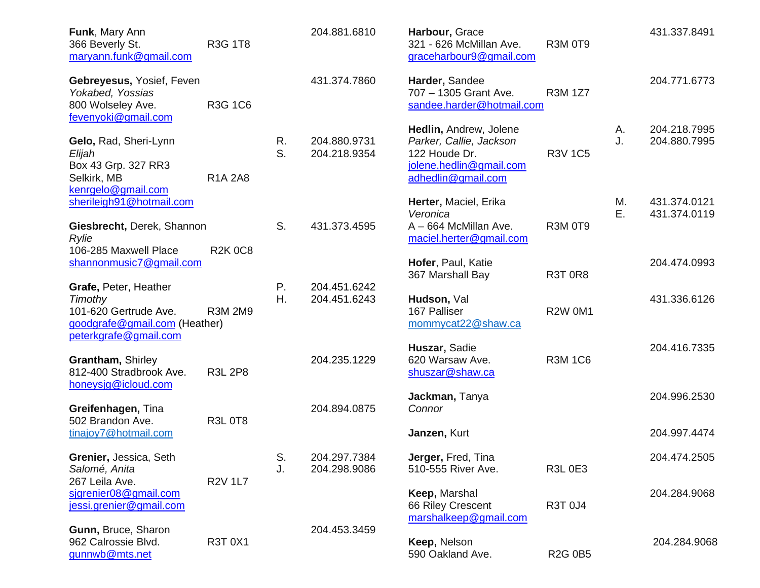**Funk**, Mary Ann
366 Beverly St. R3G 1T8
maryann.funk@gmail.com
204.881.6810

**Gebreyesus,** Yosief, Feven
*Yokabed, Yossias*
800 Wolseley Ave. R3G 1C6
fevenyoki@gmail.com
431.374.7860

**Gelo,** Rad, Sheri-Lynn
*Elijah*
Box 43 Grp. 327 RR3
Selkirk, MB R1A 2A8
kenrgelo@gmail.com
sherileigh91@hotmail.com
R. 204.880.9731
S. 204.218.9354

**Giesbrecht,** Derek, Shannon
*Rylie*
106-285 Maxwell Place R2K 0C8
shannonmusic7@gmail.com
S. 431.373.4595

**Grafe,** Peter, Heather
*Timothy*
101-620 Gertrude Ave. R3M 2M9
goodgrafe@gmail.com (Heather)
peterkgrafe@gmail.com
P. 204.451.6242
H. 204.451.6243

**Grantham,** Shirley
812-400 Stradbrook Ave. R3L 2P8
honeysjg@icloud.com
204.235.1229

**Greifenhagen,** Tina
502 Brandon Ave. R3L 0T8
tinajoy7@hotmail.com
204.894.0875

**Grenier,** Jessica, Seth
*Salomé, Anita*
267 Leila Ave. R2V 1L7
sjgrenier08@gmail.com
jessi.grenier@gmail.com
S. 204.297.7384
J. 204.298.9086

**Gunn,** Bruce, Sharon
962 Calrossie Blvd. R3T 0X1
gunnwb@mts.net
204.453.3459

**Harbour,** Grace
321 - 626 McMillan Ave. R3M 0T9
graceharbour9@gmail.com
431.337.8491

**Harder,** Sandee
707 – 1305 Grant Ave. R3M 1Z7
sandee.harder@hotmail.com
204.771.6773

**Hedlin,** Andrew, Jolene
*Parker, Callie, Jackson*
122 Houde Dr. R3V 1C5
jolene.hedlin@gmail.com
adhedlin@gmail.com
A. 204.218.7995
J. 204.880.7995

**Herter,** Maciel, Erika
*Veronica*
A – 664 McMillan Ave. R3M 0T9
maciel.herter@gmail.com
M. 431.374.0121
E. 431.374.0119

**Hofer**, Paul, Katie
367 Marshall Bay R3T 0R8
204.474.0993

**Hudson,** Val
167 Palliser R2W 0M1
mommycat22@shaw.ca
431.336.6126

**Huszar,** Sadie
620 Warsaw Ave. R3M 1C6
shuszar@shaw.ca
204.416.7335

**Jackman,** Tanya
*Connor*
204.996.2530

**Janzen,** Kurt
204.997.4474

**Jerger,** Fred, Tina
510-555 River Ave. R3L 0E3
204.474.2505

**Keep,** Marshal
66 Riley Crescent R3T 0J4
marshalkeep@gmail.com
204.284.9068

**Keep,** Nelson
590 Oakland Ave. R2G 0B5
204.284.9068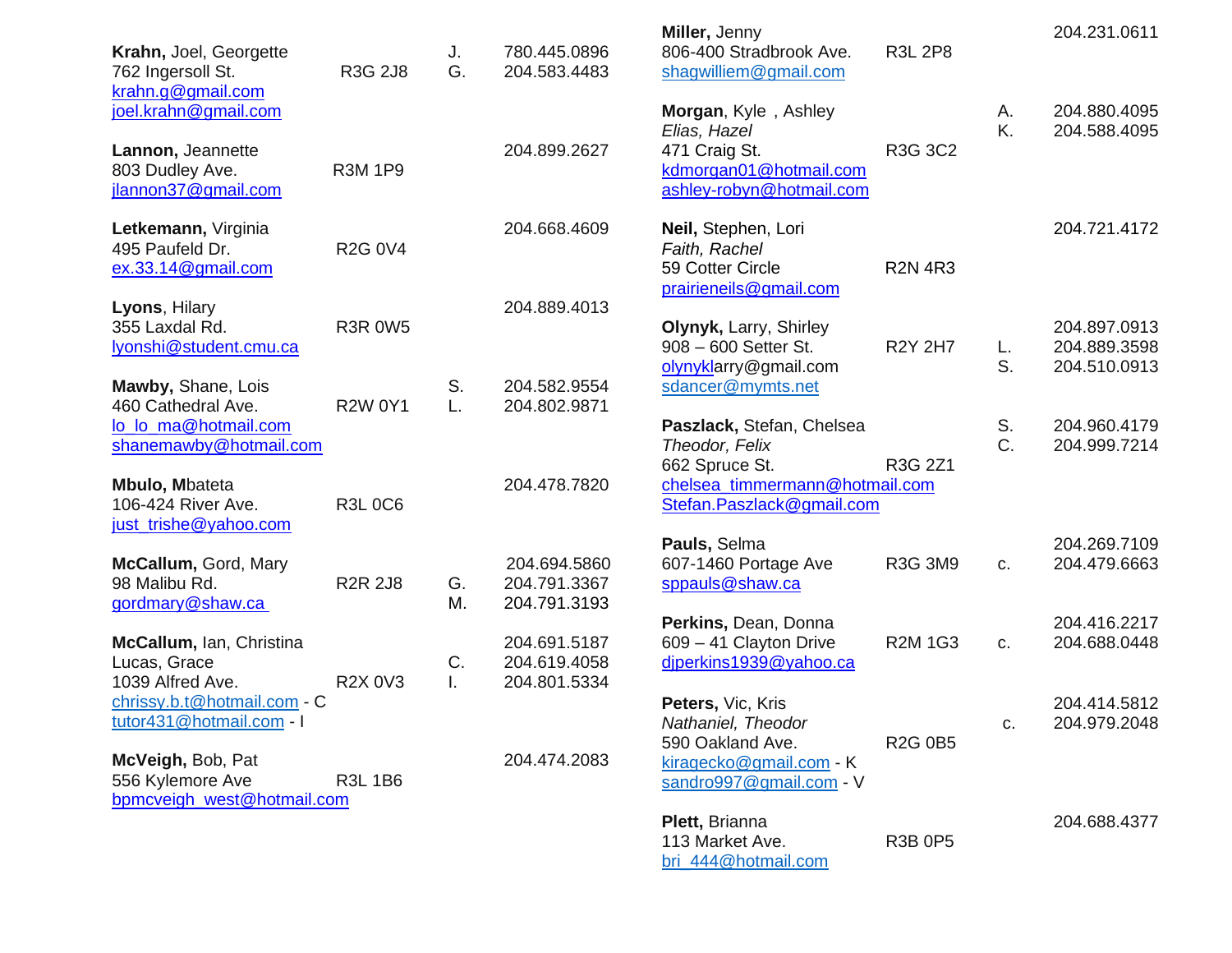**Krahn,** Joel, Georgette
762 Ingersoll St. R3G 2J8
krahn.g@gmail.com
joel.krahn@gmail.com
J. 780.445.0896
G. 204.583.4483

**Lannon,** Jeannette
803 Dudley Ave. R3M 1P9
jlannon37@gmail.com
204.899.2627

**Letkemann,** Virginia
495 Paufeld Dr. R2G 0V4
ex.33.14@gmail.com
204.668.4609

**Lyons**, Hilary
355 Laxdal Rd. R3R 0W5
lyonshi@student.cmu.ca
204.889.4013

**Mawby,** Shane, Lois
460 Cathedral Ave. R2W 0Y1
lo_lo_ma@hotmail.com
shanemawby@hotmail.com
S. 204.582.9554
L. 204.802.9871

**Mbulo, M**bateta
106-424 River Ave. R3L 0C6
just_trishe@yahoo.com
204.478.7820

**McCallum,** Gord, Mary
98 Malibu Rd. R2R 2J8
gordmary@shaw.ca
204.694.5860
G. 204.791.3367
M. 204.791.3193

**McCallum,** Ian, Christina
Lucas, Grace
1039 Alfred Ave. R2X 0V3
chrissy.b.t@hotmail.com - C
tutor431@hotmail.com - I
204.691.5187
C. 204.619.4058
I. 204.801.5334

**McVeigh,** Bob, Pat
556 Kylemore Ave R3L 1B6
bpmcveigh_west@hotmail.com
204.474.2083

**Miller,** Jenny
806-400 Stradbrook Ave. R3L 2P8
shagwilliem@gmail.com
204.231.0611

**Morgan**, Kyle , Ashley
*Elias, Hazel*
471 Craig St. R3G 3C2
kdmorgan01@hotmail.com
ashley-robyn@hotmail.com
A. 204.880.4095
K. 204.588.4095

**Neil,** Stephen, Lori
*Faith, Rachel*
59 Cotter Circle R2N 4R3
prairieneils@gmail.com
204.721.4172

**Olynyk,** Larry, Shirley
908 – 600 Setter St. R2Y 2H7
olynyklarry@gmail.com
sdancer@mymts.net
204.897.0913
L. 204.889.3598
S. 204.510.0913

**Paszlack,** Stefan, Chelsea
*Theodor, Felix*
662 Spruce St. R3G 2Z1
chelsea_timmermann@hotmail.com
Stefan.Paszlack@gmail.com
S. 204.960.4179
C. 204.999.7214

**Pauls,** Selma
607-1460 Portage Ave R3G 3M9
sppauls@shaw.ca
204.269.7109
c. 204.479.6663

**Perkins,** Dean, Donna
609 – 41 Clayton Drive R2M 1G3
djperkins1939@yahoo.ca
204.416.2217
c. 204.688.0448

**Peters,** Vic, Kris
*Nathaniel, Theodor*
590 Oakland Ave. R2G 0B5
kiragecko@gmail.com - K
sandro997@gmail.com - V
204.414.5812
c. 204.979.2048

**Plett,** Brianna
113 Market Ave. R3B 0P5
bri_444@hotmail.com
204.688.4377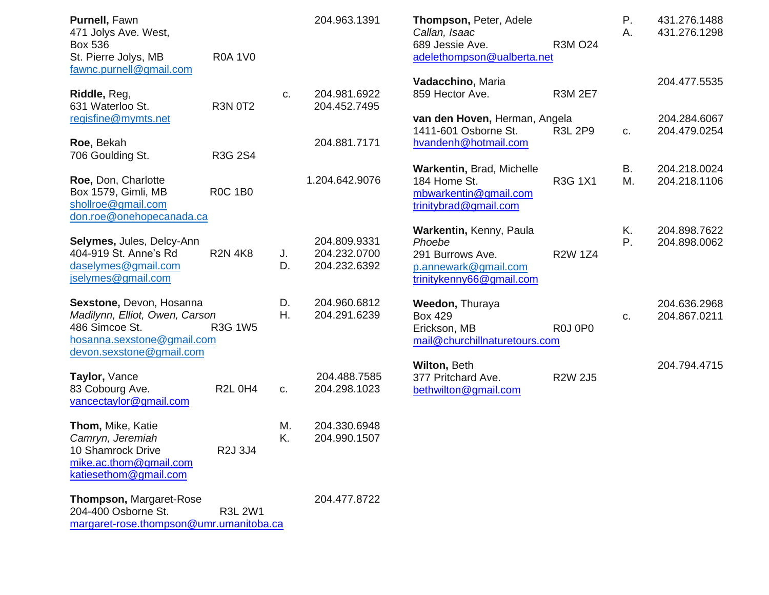**Purnell,** Fawn
471 Jolys Ave. West,
Box 536
St. Pierre Jolys, MB R0A 1V0
fawnc.purnell@gmail.com
204.963.1391

**Riddle,** Reg,
631 Waterloo St. R3N 0T2
regisfine@mymts.net
c. 204.981.6922
204.452.7495

**Roe,** Bekah
706 Goulding St. R3G 2S4
204.881.7171

**Roe,** Don, Charlotte
Box 1579, Gimli, MB R0C 1B0
shollroe@gmail.com
don.roe@onehopecanada.ca
1.204.642.9076

**Selymes,** Jules, Delcy-Ann
404-919 St. Anne's Rd R2N 4K8
daselymes@gmail.com
jselymes@gmail.com
204.809.9331
J. 204.232.0700
D. 204.232.6392

**Sexstone,** Devon, Hosanna
*Madilynn, Elliot, Owen, Carson*
486 Simcoe St. R3G 1W5
hosanna.sexstone@gmail.com
devon.sexstone@gmail.com
D. 204.960.6812
H. 204.291.6239

**Taylor,** Vance
83 Cobourg Ave. R2L 0H4
vancectaylor@gmail.com
204.488.7585
c. 204.298.1023

**Thom,** Mike, Katie
*Camryn, Jeremiah*
10 Shamrock Drive R2J 3J4
mike.ac.thom@gmail.com
katiesethom@gmail.com
M. 204.330.6948
K. 204.990.1507

**Thompson,** Margaret-Rose
204-400 Osborne St. R3L 2W1
margaret-rose.thompson@umr.umanitoba.ca
204.477.8722

**Thompson,** Peter, Adele
*Callan, Isaac*
689 Jessie Ave. R3M O24
adelethompson@ualberta.net
P. 431.276.1488
A. 431.276.1298

**Vadacchino,** Maria
859 Hector Ave. R3M 2E7
204.477.5535

**van den Hoven,** Herman, Angela
1411-601 Osborne St. R3L 2P9
hvandenh@hotmail.com
204.284.6067
c. 204.479.0254

**Warkentin,** Brad, Michelle
184 Home St. R3G 1X1
mbwarkentin@gmail.com
trinitybrad@gmail.com
B. 204.218.0024
M. 204.218.1106

**Warkentin,** Kenny, Paula
*Phoebe*
291 Burrows Ave. R2W 1Z4
p.annewark@gmail.com
trinitykenny66@gmail.com
K. 204.898.7622
P. 204.898.0062

**Weedon,** Thuraya
Box 429
Erickson, MB R0J 0P0
mail@churchillnaturetours.com
204.636.2968
c. 204.867.0211

**Wilton,** Beth
377 Pritchard Ave. R2W 2J5
bethwilton@gmail.com
204.794.4715